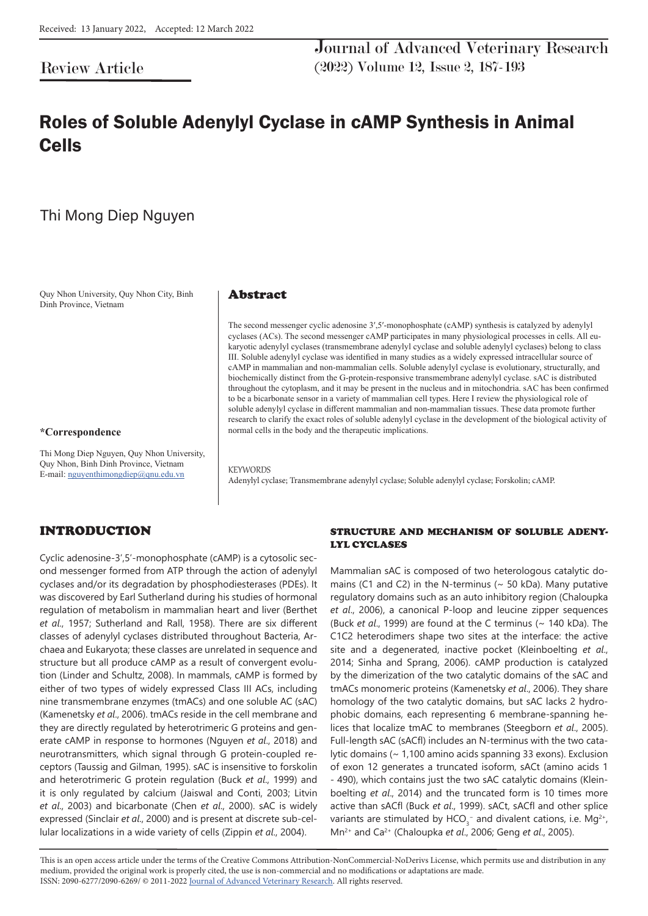Received: 13 January 2022, Accepted: 12 March 2022

Review Article

# Roles of Soluble Adenylyl Cyclase in cAMP Synthesis in Animal Cells

Thi Mong Diep Nguyen

Quy Nhon University, Quy Nhon City, Binh Dinh Province, Vietnam

**\*Correspondence**

Thi Mong Diep Nguyen, Quy Nhon University, Quy Nhon, Binh Dinh Province, Vietnam
E-mail: nguyenthimongdiep@qnu.edu.vn

## Abstract

The second messenger cyclic adenosine 3′,5′-monophosphate (cAMP) synthesis is catalyzed by adenylyl cyclases (ACs). The second messenger cAMP participates in many physiological processes in cells. All eukaryotic adenylyl cyclases (transmembrane adenylyl cyclase and soluble adenylyl cyclases) belong to class III. Soluble adenylyl cyclase was identified in many studies as a widely expressed intracellular source of cAMP in mammalian and non-mammalian cells. Soluble adenylyl cyclase is evolutionary, structurally, and biochemically distinct from the G-protein-responsive transmembrane adenylyl cyclase. sAC is distributed throughout the cytoplasm, and it may be present in the nucleus and in mitochondria. sAC has been confirmed to be a bicarbonate sensor in a variety of mammalian cell types. Here I review the physiological role of soluble adenylyl cyclase in different mammalian and non-mammalian tissues. These data promote further research to clarify the exact roles of soluble adenylyl cyclase in the development of the biological activity of normal cells in the body and the therapeutic implications.

KEYWORDS
Adenylyl cyclase; Transmembrane adenylyl cyclase; Soluble adenylyl cyclase; Forskolin; cAMP.

## INTRODUCTION

Cyclic adenosine-3′,5′-monophosphate (cAMP) is a cytosolic second messenger formed from ATP through the action of adenylyl cyclases and/or its degradation by phosphodiesterases (PDEs). It was discovered by Earl Sutherland during his studies of hormonal regulation of metabolism in mammalian heart and liver (Berthet *et al*., 1957; Sutherland and Rall, 1958). There are six different classes of adenylyl cyclases distributed throughout Bacteria, Archaea and Eukaryota; these classes are unrelated in sequence and structure but all produce cAMP as a result of convergent evolution (Linder and Schultz, 2008). In mammals, cAMP is formed by either of two types of widely expressed Class III ACs, including nine transmembrane enzymes (tmACs) and one soluble AC (sAC) (Kamenetsky *et al*., 2006). tmACs reside in the cell membrane and they are directly regulated by heterotrimeric G proteins and generate cAMP in response to hormones (Nguyen *et al*., 2018) and neurotransmitters, which signal through G protein-coupled receptors (Taussig and Gilman, 1995). sAC is insensitive to forskolin and heterotrimeric G protein regulation (Buck *et al*., 1999) and it is only regulated by calcium (Jaiswal and Conti, 2003; Litvin *et al*., 2003) and bicarbonate (Chen *et al*., 2000). sAC is widely expressed (Sinclair *et al*., 2000) and is present at discrete sub-cellular localizations in a wide variety of cells (Zippin *et al*., 2004).

### STRUCTURE AND MECHANISM OF SOLUBLE ADENYLYL CYCLASES

Mammalian sAC is composed of two heterologous catalytic domains (C1 and C2) in the N-terminus (~ 50 kDa). Many putative regulatory domains such as an auto inhibitory region (Chaloupka *et al*., 2006), a canonical P-loop and leucine zipper sequences (Buck *et al*., 1999) are found at the C terminus (~ 140 kDa). The C1C2 heterodimers shape two sites at the interface: the active site and a degenerated, inactive pocket (Kleinboelting *et al*., 2014; Sinha and Sprang, 2006). cAMP production is catalyzed by the dimerization of the two catalytic domains of the sAC and tmACs monomeric proteins (Kamenetsky *et al*., 2006). They share homology of the two catalytic domains, but sAC lacks 2 hydrophobic domains, each representing 6 membrane-spanning helices that localize tmAC to membranes (Steegborn *et al*., 2005). Full-length sAC (sACfl) includes an N-terminus with the two catalytic domains (~ 1,100 amino acids spanning 33 exons). Exclusion of exon 12 generates a truncated isoform, sACt (amino acids 1 - 490), which contains just the two sAC catalytic domains (Kleinboelting *et al*., 2014) and the truncated form is 10 times more active than sACfl (Buck *et al*., 1999). sACt, sACfl and other splice variants are stimulated by $HCO_3^-$ and divalent cations, i.e. $Mg^{2+}$, $Mn^{2+}$ and $Ca^{2+}$ (Chaloupka *et al*., 2006; Geng *et al*., 2005).

This is an open access article under the terms of the Creative Commons Attribution-NonCommercial-NoDerivs License, which permits use and distribution in any medium, provided the original work is properly cited, the use is non-commercial and no modifications or adaptations are made.
ISSN: 2090-6277/2090-6269/ © 2011-2022 Journal of Advanced Veterinary Research. All rights reserved.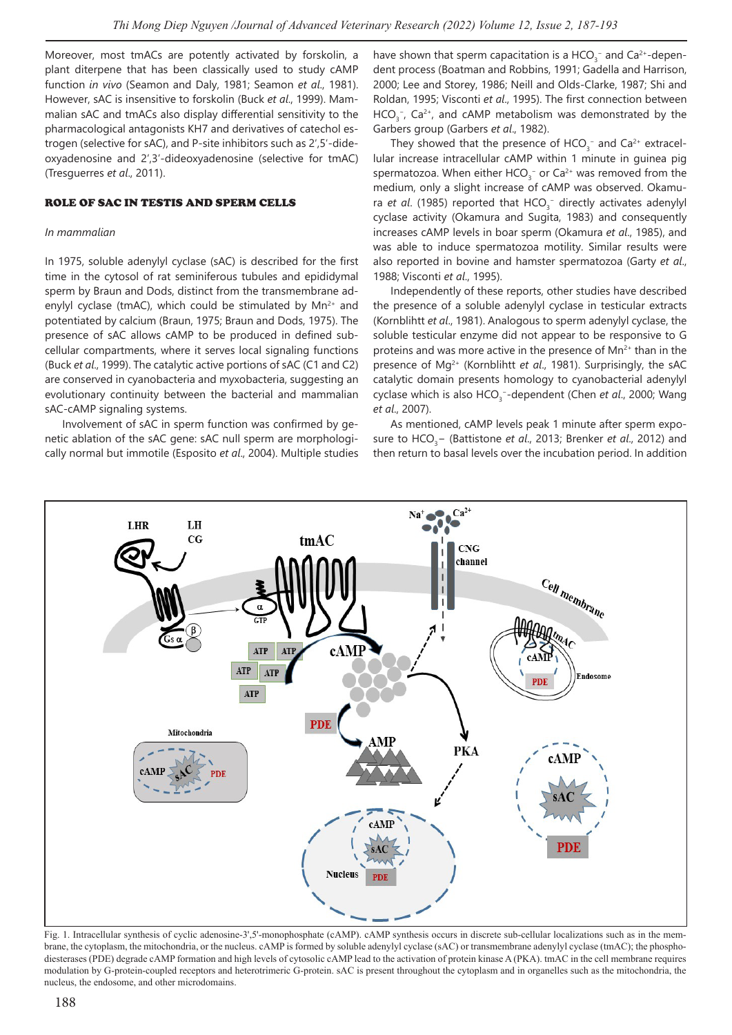Moreover, most tmACs are potently activated by forskolin, a plant diterpene that has been classically used to study cAMP function *in vivo* (Seamon and Daly, 1981; Seamon *et al*., 1981). However, sAC is insensitive to forskolin (Buck *et al*., 1999). Mammalian sAC and tmACs also display differential sensitivity to the pharmacological antagonists KH7 and derivatives of catechol estrogen (selective for sAC), and P-site inhibitors such as 2′,5′-dideoxyadenosine and 2′,3′-dideoxyadenosine (selective for tmAC) (Tresguerres *et al*., 2011).

## ROLE OF SAC IN TESTIS AND SPERM CELLS

### *In mammalian*

In 1975, soluble adenylyl cyclase (sAC) is described for the first time in the cytosol of rat seminiferous tubules and epididymal sperm by Braun and Dods, distinct from the transmembrane adenylyl cyclase (tmAC), which could be stimulated by $Mn^{2+}$ and potentiated by calcium (Braun, 1975; Braun and Dods, 1975). The presence of sAC allows cAMP to be produced in defined subcellular compartments, where it serves local signaling functions (Buck *et al*., 1999). The catalytic active portions of sAC (C1 and C2) are conserved in cyanobacteria and myxobacteria, suggesting an evolutionary continuity between the bacterial and mammalian sAC-cAMP signaling systems.

Involvement of sAC in sperm function was confirmed by genetic ablation of the sAC gene: sAC null sperm are morphologically normal but immotile (Esposito *et al*., 2004). Multiple studies have shown that sperm capacitation is a $HCO_3^-$ and $Ca^{2+}$-dependent process (Boatman and Robbins, 1991; Gadella and Harrison, 2000; Lee and Storey, 1986; Neill and Olds-Clarke, 1987; Shi and Roldan, 1995; Visconti *et al*., 1995). The first connection between $HCO_3^-$, $Ca^{2+}$, and cAMP metabolism was demonstrated by the Garbers group (Garbers *et al*., 1982).

They showed that the presence of $HCO_3^-$ and $Ca^{2+}$ extracellular increase intracellular cAMP within 1 minute in guinea pig spermatozoa. When either $HCO_3^-$ or $Ca^{2+}$ was removed from the medium, only a slight increase of cAMP was observed. Okamura *et al*. (1985) reported that $HCO_3^-$ directly activates adenylyl cyclase activity (Okamura and Sugita, 1983) and consequently increases cAMP levels in boar sperm (Okamura *et al*., 1985), and was able to induce spermatozoa motility. Similar results were also reported in bovine and hamster spermatozoa (Garty *et al*., 1988; Visconti *et al*., 1995).

Independently of these reports, other studies have described the presence of a soluble adenylyl cyclase in testicular extracts (Kornblihtt *et al*., 1981). Analogous to sperm adenylyl cyclase, the soluble testicular enzyme did not appear to be responsive to G proteins and was more active in the presence of $Mn^{2+}$ than in the presence of $Mg^{2+}$ (Kornblihtt *et al*., 1981). Surprisingly, the sAC catalytic domain presents homology to cyanobacterial adenylyl cyclase which is also $HCO_3^-$-dependent (Chen *et al*., 2000; Wang *et al*., 2007).

As mentioned, cAMP levels peak 1 minute after sperm exposure to $HCO_3^-$ (Battistone *et al*., 2013; Brenker *et al*., 2012) and then return to basal levels over the incubation period. In addition

Fig. 1. Intracellular synthesis of cyclic adenosine-3′,5′-monophosphate (cAMP). cAMP synthesis occurs in discrete sub-cellular localizations such as in the membrane, the cytoplasm, the mitochondria, or the nucleus. cAMP is formed by soluble adenylyl cyclase (sAC) or transmembrane adenylyl cyclase (tmAC); the phosphodiesterases (PDE) degrade cAMP formation and high levels of cytosolic cAMP lead to the activation of protein kinase A (PKA). tmAC in the cell membrane requires modulation by G-protein-coupled receptors and heterotrimeric G-protein. sAC is present throughout the cytoplasm and in organelles such as the mitochondria, the nucleus, the endosome, and other microdomains.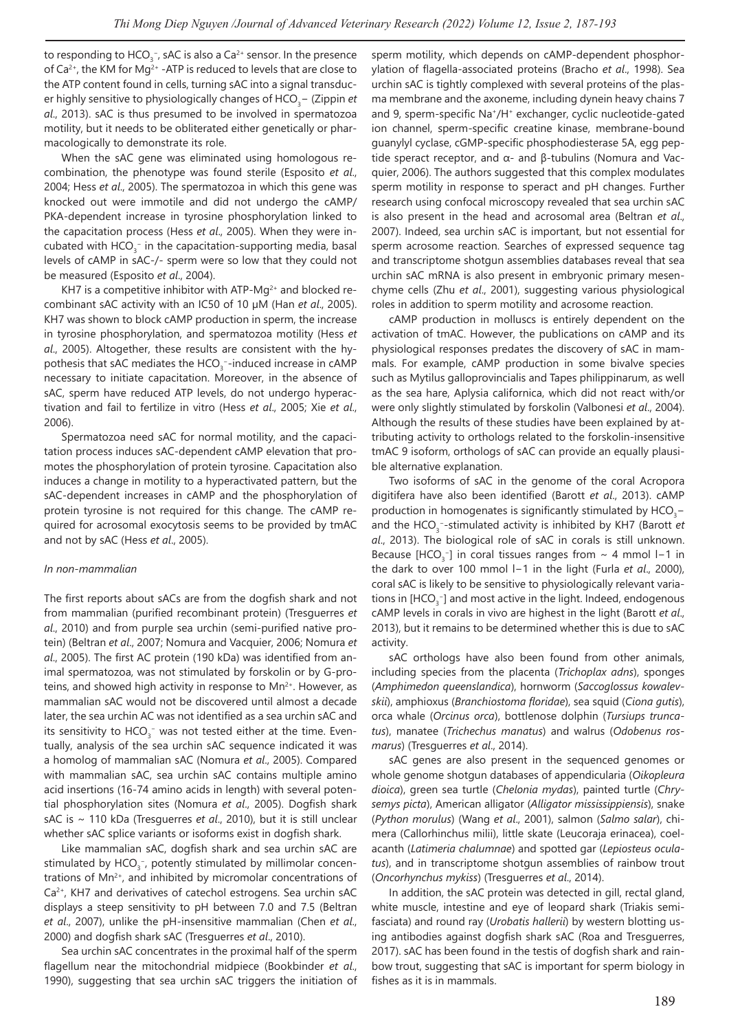to responding to $HCO_3^-$, sAC is also a $Ca^{2+}$ sensor. In the presence of $Ca^{2+}$, the KM for $Mg^{2+}$ -ATP is reduced to levels that are close to the ATP content found in cells, turning sAC into a signal transducer highly sensitive to physiologically changes of $HCO_3$– (Zippin *et al.*, 2013). sAC is thus presumed to be involved in spermatozoa motility, but it needs to be obliterated either genetically or pharmacologically to demonstrate its role.

When the sAC gene was eliminated using homologous recombination, the phenotype was found sterile (Esposito *et al.*, 2004; Hess *et al.*, 2005). The spermatozoa in which this gene was knocked out were immotile and did not undergo the cAMP/PKA-dependent increase in tyrosine phosphorylation linked to the capacitation process (Hess *et al.*, 2005). When they were incubated with $HCO_3^-$ in the capacitation-supporting media, basal levels of cAMP in sAC-/- sperm were so low that they could not be measured (Esposito *et al.*, 2004).

KH7 is a competitive inhibitor with ATP-$Mg^{2+}$ and blocked recombinant sAC activity with an IC50 of 10 μM (Han *et al.*, 2005). KH7 was shown to block cAMP production in sperm, the increase in tyrosine phosphorylation, and spermatozoa motility (Hess *et al.*, 2005). Altogether, these results are consistent with the hypothesis that sAC mediates the $HCO_3^-$-induced increase in cAMP necessary to initiate capacitation. Moreover, in the absence of sAC, sperm have reduced ATP levels, do not undergo hyperactivation and fail to fertilize in vitro (Hess *et al.*, 2005; Xie *et al.*, 2006).

Spermatozoa need sAC for normal motility, and the capacitation process induces sAC-dependent cAMP elevation that promotes the phosphorylation of protein tyrosine. Capacitation also induces a change in motility to a hyperactivated pattern, but the sAC-dependent increases in cAMP and the phosphorylation of protein tyrosine is not required for this change. The cAMP required for acrosomal exocytosis seems to be provided by tmAC and not by sAC (Hess *et al.*, 2005).

*In non-mammalian*

The first reports about sACs are from the dogfish shark and not from mammalian (purified recombinant protein) (Tresguerres *et al.*, 2010) and from purple sea urchin (semi-purified native protein) (Beltran *et al.*, 2007; Nomura and Vacquier, 2006; Nomura *et al.*, 2005). The first AC protein (190 kDa) was identified from animal spermatozoa, was not stimulated by forskolin or by G-proteins, and showed high activity in response to $Mn^{2+}$. However, as mammalian sAC would not be discovered until almost a decade later, the sea urchin AC was not identified as a sea urchin sAC and its sensitivity to $HCO_3^-$ was not tested either at the time. Eventually, analysis of the sea urchin sAC sequence indicated it was a homolog of mammalian sAC (Nomura *et al.*, 2005). Compared with mammalian sAC, sea urchin sAC contains multiple amino acid insertions (16-74 amino acids in length) with several potential phosphorylation sites (Nomura *et al.*, 2005). Dogfish shark sAC is ~ 110 kDa (Tresguerres *et al.*, 2010), but it is still unclear whether sAC splice variants or isoforms exist in dogfish shark.

Like mammalian sAC, dogfish shark and sea urchin sAC are stimulated by $HCO_3^-$, potently stimulated by millimolar concentrations of $Mn^{2+}$, and inhibited by micromolar concentrations of $Ca^{2+}$, KH7 and derivatives of catechol estrogens. Sea urchin sAC displays a steep sensitivity to pH between 7.0 and 7.5 (Beltran *et al.*, 2007), unlike the pH-insensitive mammalian (Chen *et al.*, 2000) and dogfish shark sAC (Tresguerres *et al.*, 2010).

Sea urchin sAC concentrates in the proximal half of the sperm flagellum near the mitochondrial midpiece (Bookbinder *et al.*, 1990), suggesting that sea urchin sAC triggers the initiation of sperm motility, which depends on cAMP-dependent phosphorylation of flagella-associated proteins (Bracho *et al.*, 1998). Sea urchin sAC is tightly complexed with several proteins of the plasma membrane and the axoneme, including dynein heavy chains 7 and 9, sperm-specific $Na^+/H^+$ exchanger, cyclic nucleotide-gated ion channel, sperm-specific creatine kinase, membrane-bound guanylyl cyclase, cGMP-specific phosphodiesterase 5A, egg peptide speract receptor, and α- and β-tubulins (Nomura and Vacquier, 2006). The authors suggested that this complex modulates sperm motility in response to speract and pH changes. Further research using confocal microscopy revealed that sea urchin sAC is also present in the head and acrosomal area (Beltran *et al.*, 2007). Indeed, sea urchin sAC is important, but not essential for sperm acrosome reaction. Searches of expressed sequence tag and transcriptome shotgun assemblies databases reveal that sea urchin sAC mRNA is also present in embryonic primary mesenchyme cells (Zhu *et al.*, 2001), suggesting various physiological roles in addition to sperm motility and acrosome reaction.

cAMP production in molluscs is entirely dependent on the activation of tmAC. However, the publications on cAMP and its physiological responses predates the discovery of sAC in mammals. For example, cAMP production in some bivalve species such as Mytilus galloprovincialis and Tapes philippinarum, as well as the sea hare, Aplysia californica, which did not react with/or were only slightly stimulated by forskolin (Valbonesi *et al.*, 2004). Although the results of these studies have been explained by attributing activity to orthologs related to the forskolin-insensitive tmAC 9 isoform, orthologs of sAC can provide an equally plausible alternative explanation.

Two isoforms of sAC in the genome of the coral Acropora digitifera have also been identified (Barott *et al.*, 2013). cAMP production in homogenates is significantly stimulated by $HCO_3$– and the $HCO_3^-$-stimulated activity is inhibited by KH7 (Barott *et al.*, 2013). The biological role of sAC in corals is still unknown. Because [$HCO_3^-$] in coral tissues ranges from ~ 4 mmol l−1 in the dark to over 100 mmol l−1 in the light (Furla *et al.*, 2000), coral sAC is likely to be sensitive to physiologically relevant variations in [$HCO_3^-$] and most active in the light. Indeed, endogenous cAMP levels in corals in vivo are highest in the light (Barott *et al.*, 2013), but it remains to be determined whether this is due to sAC activity.

sAC orthologs have also been found from other animals, including species from the placenta (*Trichoplax adns*), sponges (*Amphimedon queenslandica*), hornworm (*Saccoglossus kowalevskii*), amphioxus (*Branchiostoma floridae*), sea squid (*Ciona gutis*), orca whale (*Orcinus orca*), bottlenose dolphin (*Tursiups truncatus*), manatee (*Trichechus manatus*) and walrus (*Odobenus rosmarus*) (Tresguerres *et al.*, 2014).

sAC genes are also present in the sequenced genomes or whole genome shotgun databases of appendicularia (*Oikopleura dioica*), green sea turtle (*Chelonia mydas*), painted turtle (*Chrysemys picta*), American alligator (*Alligator mississippiensis*), snake (*Python morulus*) (Wang *et al.*, 2001), salmon (*Salmo salar*), chimera (Callorhinchus milii), little skate (Leucoraja erinacea), coelacanth (*Latimeria chalumnae*) and spotted gar (*Lepiosteus oculatus*), and in transcriptome shotgun assemblies of rainbow trout (*Oncorhynchus mykiss*) (Tresguerres *et al.*, 2014).

In addition, the sAC protein was detected in gill, rectal gland, white muscle, intestine and eye of leopard shark (Triakis semifasciata) and round ray (*Urobatis hallerii*) by western blotting using antibodies against dogfish shark sAC (Roa and Tresguerres, 2017). sAC has been found in the testis of dogfish shark and rainbow trout, suggesting that sAC is important for sperm biology in fishes as it is in mammals.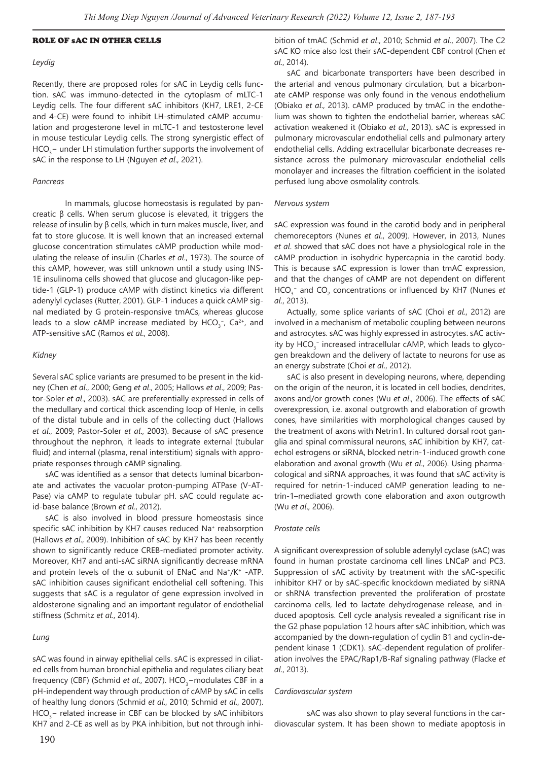## ROLE OF sAC IN OTHER CELLS

### *Leydig*

Recently, there are proposed roles for sAC in Leydig cells function. sAC was immuno-detected in the cytoplasm of mLTC-1 Leydig cells. The four different sAC inhibitors (KH7, LRE1, 2-CE and 4-CE) were found to inhibit LH-stimulated cAMP accumulation and progesterone level in mLTC-1 and testosterone level in mouse testicular Leydig cells. The strong synergistic effect of $HCO_3^-$ under LH stimulation further supports the involvement of sAC in the response to LH (Nguyen *et al*., 2021).

### *Pancreas*

In mammals, glucose homeostasis is regulated by pancreatic β cells. When serum glucose is elevated, it triggers the release of insulin by β cells, which in turn makes muscle, liver, and fat to store glucose. It is well known that an increased external glucose concentration stimulates cAMP production while modulating the release of insulin (Charles *et al*., 1973). The source of this cAMP, however, was still unknown until a study using INS-1E insulinoma cells showed that glucose and glucagon-like peptide-1 (GLP-1) produce cAMP with distinct kinetics via different adenylyl cyclases (Rutter, 2001). GLP-1 induces a quick cAMP signal mediated by G protein-responsive tmACs, whereas glucose leads to a slow cAMP increase mediated by $HCO_3^-$, $Ca^{2+}$, and ATP-sensitive sAC (Ramos *et al*., 2008).

### *Kidney*

Several sAC splice variants are presumed to be present in the kidney (Chen *et al*., 2000; Geng *et al*., 2005; Hallows *et al*., 2009; Pastor-Soler *et al*., 2003). sAC are preferentially expressed in cells of the medullary and cortical thick ascending loop of Henle, in cells of the distal tubule and in cells of the collecting duct (Hallows *et al*., 2009; Pastor-Soler *et al*., 2003). Because of sAC presence throughout the nephron, it leads to integrate external (tubular fluid) and internal (plasma, renal interstitium) signals with appropriate responses through cAMP signaling.

sAC was identified as a sensor that detects luminal bicarbonate and activates the vacuolar proton-pumping ATPase (V-ATPase) via cAMP to regulate tubular pH. sAC could regulate acid-base balance (Brown *et al*., 2012).

sAC is also involved in blood pressure homeostasis since specific sAC inhibition by KH7 causes reduced $Na^+$ reabsorption (Hallows *et al*., 2009). Inhibition of sAC by KH7 has been recently shown to significantly reduce CREB-mediated promoter activity. Moreover, KH7 and anti-sAC siRNA significantly decrease mRNA and protein levels of the α subunit of ENaC and $Na^+/K^+$ -ATP. sAC inhibition causes significant endothelial cell softening. This suggests that sAC is a regulator of gene expression involved in aldosterone signaling and an important regulator of endothelial stiffness (Schmitz *et al*., 2014).

### *Lung*

sAC was found in airway epithelial cells. sAC is expressed in ciliated cells from human bronchial epithelia and regulates ciliary beat frequency (CBF) (Schmid *et al*., 2007). $HCO_3^-$ modulates CBF in a pH-independent way through production of cAMP by sAC in cells of healthy lung donors (Schmid *et al*., 2010; Schmid *et al*., 2007). $HCO_3^-$ related increase in CBF can be blocked by sAC inhibitors KH7 and 2-CE as well as by PKA inhibition, but not through inhibition of tmAC (Schmid *et al*., 2010; Schmid *et al*., 2007). The C2 sAC KO mice also lost their sAC-dependent CBF control (Chen *et al*., 2014).

sAC and bicarbonate transporters have been described in the arterial and venous pulmonary circulation, but a bicarbonate cAMP response was only found in the venous endothelium (Obiako *et al*., 2013). cAMP produced by tmAC in the endothelium was shown to tighten the endothelial barrier, whereas sAC activation weakened it (Obiako *et al*., 2013). sAC is expressed in pulmonary microvascular endothelial cells and pulmonary artery endothelial cells. Adding extracellular bicarbonate decreases resistance across the pulmonary microvascular endothelial cells monolayer and increases the filtration coefficient in the isolated perfused lung above osmolality controls.

### *Nervous system*

sAC expression was found in the carotid body and in peripheral chemoreceptors (Nunes *et al*., 2009). However, in 2013, Nunes *et al*. showed that sAC does not have a physiological role in the cAMP production in isohydric hypercapnia in the carotid body. This is because sAC expression is lower than tmAC expression, and that the changes of cAMP are not dependent on different $HCO_3^-$ and $CO_2$ concentrations or influenced by KH7 (Nunes *et al*., 2013).

Actually, some splice variants of sAC (Choi *et al*., 2012) are involved in a mechanism of metabolic coupling between neurons and astrocytes. sAC was highly expressed in astrocytes. sAC activity by $HCO_3^-$ increased intracellular cAMP, which leads to glycogen breakdown and the delivery of lactate to neurons for use as an energy substrate (Choi *et al*., 2012).

sAC is also present in developing neurons, where, depending on the origin of the neuron, it is located in cell bodies, dendrites, axons and/or growth cones (Wu *et al*., 2006). The effects of sAC overexpression, i.e. axonal outgrowth and elaboration of growth cones, have similarities with morphological changes caused by the treatment of axons with Netrin1. In cultured dorsal root ganglia and spinal commissural neurons, sAC inhibition by KH7, catechol estrogens or siRNA, blocked netrin-1-induced growth cone elaboration and axonal growth (Wu *et al*., 2006). Using pharmacological and siRNA approaches, it was found that sAC activity is required for netrin-1-induced cAMP generation leading to netrin-1–mediated growth cone elaboration and axon outgrowth (Wu *et al*., 2006).

### *Prostate cells*

A significant overexpression of soluble adenylyl cyclase (sAC) was found in human prostate carcinoma cell lines LNCaP and PC3. Suppression of sAC activity by treatment with the sAC-specific inhibitor KH7 or by sAC-specific knockdown mediated by siRNA or shRNA transfection prevented the proliferation of prostate carcinoma cells, led to lactate dehydrogenase release, and induced apoptosis. Cell cycle analysis revealed a significant rise in the G2 phase population 12 hours after sAC inhibition, which was accompanied by the down-regulation of cyclin B1 and cyclin-dependent kinase 1 (CDK1). sAC-dependent regulation of proliferation involves the EPAC/Rap1/B-Raf signaling pathway (Flacke *et al*., 2013).

### *Cardiovascular system*

sAC was also shown to play several functions in the cardiovascular system. It has been shown to mediate apoptosis in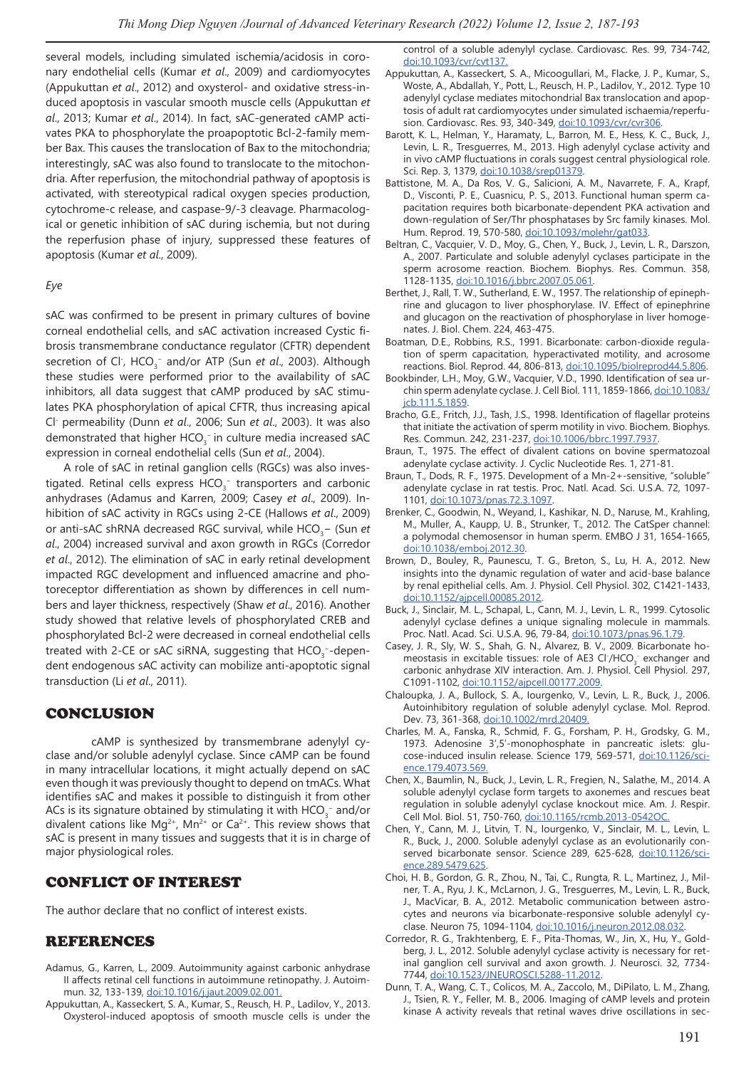several models, including simulated ischemia/acidosis in coronary endothelial cells (Kumar *et al*., 2009) and cardiomyocytes (Appukuttan *et al*., 2012) and oxysterol- and oxidative stress-induced apoptosis in vascular smooth muscle cells (Appukuttan *et al*., 2013; Kumar *et al*., 2014). In fact, sAC-generated cAMP activates PKA to phosphorylate the proapoptotic Bcl-2-family member Bax. This causes the translocation of Bax to the mitochondria; interestingly, sAC was also found to translocate to the mitochondria. After reperfusion, the mitochondrial pathway of apoptosis is activated, with stereotypical radical oxygen species production, cytochrome-c release, and caspase-9/-3 cleavage. Pharmacological or genetic inhibition of sAC during ischemia, but not during the reperfusion phase of injury, suppressed these features of apoptosis (Kumar *et al*., 2009).

*Eye*

sAC was confirmed to be present in primary cultures of bovine corneal endothelial cells, and sAC activation increased Cystic fibrosis transmembrane conductance regulator (CFTR) dependent secretion of $Cl^-$, $HCO_3^-$ and/or ATP (Sun *et al*., 2003). Although these studies were performed prior to the availability of sAC inhibitors, all data suggest that cAMP produced by sAC stimulates PKA phosphorylation of apical CFTR, thus increasing apical $Cl^-$ permeability (Dunn *et al*., 2006; Sun *et al*., 2003). It was also demonstrated that higher $HCO_3^-$ in culture media increased sAC expression in corneal endothelial cells (Sun *et al*., 2004).

A role of sAC in retinal ganglion cells (RGCs) was also investigated. Retinal cells express $HCO_3^-$ transporters and carbonic anhydrases (Adamus and Karren, 2009; Casey *et al*., 2009). Inhibition of sAC activity in RGCs using 2-CE (Hallows *et al*., 2009) or anti-sAC shRNA decreased RGC survival, while $HCO_3$– (Sun *et al*., 2004) increased survival and axon growth in RGCs (Corredor *et al*., 2012). The elimination of sAC in early retinal development impacted RGC development and influenced amacrine and photoreceptor differentiation as shown by differences in cell numbers and layer thickness, respectively (Shaw *et al*., 2016). Another study showed that relative levels of phosphorylated CREB and phosphorylated Bcl-2 were decreased in corneal endothelial cells treated with 2-CE or sAC siRNA, suggesting that $HCO_3^-$-dependent endogenous sAC activity can mobilize anti-apoptotic signal transduction (Li *et al*., 2011).

## CONCLUSION

cAMP is synthesized by transmembrane adenylyl cyclase and/or soluble adenylyl cyclase. Since cAMP can be found in many intracellular locations, it might actually depend on sAC even though it was previously thought to depend on tmACs. What identifies sAC and makes it possible to distinguish it from other ACs is its signature obtained by stimulating it with $HCO_3^-$ and/or divalent cations like $Mg^{2+}$, $Mn^{2+}$ or $Ca^{2+}$. This review shows that sAC is present in many tissues and suggests that it is in charge of major physiological roles.

## CONFLICT OF INTEREST

The author declare that no conflict of interest exists.

## REFERENCES

Adamus, G., Karren, L., 2009. Autoimmunity against carbonic anhydrase II affects retinal cell functions in autoimmune retinopathy. J. Autoimmun. 32, 133-139, doi:10.1016/j.jaut.2009.02.001.

Appukuttan, A., Kasseckert, S. A., Kumar, S., Reusch, H. P., Ladilov, Y., 2013. Oxysterol-induced apoptosis of smooth muscle cells is under the control of a soluble adenylyl cyclase. Cardiovasc. Res. 99, 734-742, doi:10.1093/cvr/cvt137.

Appukuttan, A., Kasseckert, S. A., Micoogullari, M., Flacke, J. P., Kumar, S., Woste, A., Abdallah, Y., Pott, L., Reusch, H. P., Ladilov, Y., 2012. Type 10 adenylyl cyclase mediates mitochondrial Bax translocation and apoptosis of adult rat cardiomyocytes under simulated ischaemia/reperfusion. Cardiovasc. Res. 93, 340-349, doi:10.1093/cvr/cvr306.

Barott, K. L., Helman, Y., Haramaty, L., Barron, M. E., Hess, K. C., Buck, J., Levin, L. R., Tresguerres, M., 2013. High adenylyl cyclase activity and in vivo cAMP fluctuations in corals suggest central physiological role. Sci. Rep. 3, 1379, doi:10.1038/srep01379.

Battistone, M. A., Da Ros, V. G., Salicioni, A. M., Navarrete, F. A., Krapf, D., Visconti, P. E., Cuasnicu, P. S., 2013. Functional human sperm capacitation requires both bicarbonate-dependent PKA activation and down-regulation of Ser/Thr phosphatases by Src family kinases. Mol. Hum. Reprod. 19, 570-580, doi:10.1093/molehr/gat033.

Beltran, C., Vacquier, V. D., Moy, G., Chen, Y., Buck, J., Levin, L. R., Darszon, A., 2007. Particulate and soluble adenylyl cyclases participate in the sperm acrosome reaction. Biochem. Biophys. Res. Commun. 358, 1128-1135, doi:10.1016/j.bbrc.2007.05.061.

Berthet, J., Rall, T. W., Sutherland, E. W., 1957. The relationship of epinephrine and glucagon to liver phosphorylase. IV. Effect of epinephrine and glucagon on the reactivation of phosphorylase in liver homogenates. J. Biol. Chem. 224, 463-475.

Boatman, D.E., Robbins, R.S., 1991. Bicarbonate: carbon-dioxide regulation of sperm capacitation, hyperactivated motility, and acrosome reactions. Biol. Reprod. 44, 806-813, doi:10.1095/biolreprod44.5.806.

Bookbinder, L.H., Moy, G.W., Vacquier, V.D., 1990. Identification of sea urchin sperm adenylate cyclase. J. Cell Biol. 111, 1859-1866, doi:10.1083/jcb.111.5.1859.

Bracho, G.E., Fritch, J.J., Tash, J.S., 1998. Identification of flagellar proteins that initiate the activation of sperm motility in vivo. Biochem. Biophys. Res. Commun. 242, 231-237, doi:10.1006/bbrc.1997.7937.

Braun, T., 1975. The effect of divalent cations on bovine spermatozoal adenylate cyclase activity. J. Cyclic Nucleotide Res. 1, 271-81.

Braun, T., Dods, R. F., 1975. Development of a Mn-2+-sensitive, "soluble" adenylate cyclase in rat testis. Proc. Natl. Acad. Sci. U.S.A. 72, 1097-1101, doi:10.1073/pnas.72.3.1097.

Brenker, C., Goodwin, N., Weyand, I., Kashikar, N. D., Naruse, M., Krahling, M., Muller, A., Kaupp, U. B., Strunker, T., 2012. The CatSper channel: a polymodal chemosensor in human sperm. EMBO J 31, 1654-1665, doi:10.1038/emboj.2012.30.

Brown, D., Bouley, R., Paunescu, T. G., Breton, S., Lu, H. A., 2012. New insights into the dynamic regulation of water and acid-base balance by renal epithelial cells. Am. J. Physiol. Cell Physiol. 302, C1421-1433, doi:10.1152/ajpcell.00085.2012.

Buck, J., Sinclair, M. L., Schapal, L., Cann, M. J., Levin, L. R., 1999. Cytosolic adenylyl cyclase defines a unique signaling molecule in mammals. Proc. Natl. Acad. Sci. U.S.A. 96, 79-84, doi:10.1073/pnas.96.1.79.

Casey, J. R., Sly, W. S., Shah, G. N., Alvarez, B. V., 2009. Bicarbonate homeostasis in excitable tissues: role of AE3 $Cl^-/HCO_3^-$ exchanger and carbonic anhydrase XIV interaction. Am. J. Physiol. Cell Physiol. 297, C1091-1102, doi:10.1152/ajpcell.00177.2009.

Chaloupka, J. A., Bullock, S. A., Iourgenko, V., Levin, L. R., Buck, J., 2006. Autoinhibitory regulation of soluble adenylyl cyclase. Mol. Reprod. Dev. 73, 361-368, doi:10.1002/mrd.20409.

Charles, M. A., Fanska, R., Schmid, F. G., Forsham, P. H., Grodsky, G. M., 1973. Adenosine 3',5'-monophosphate in pancreatic islets: glucose-induced insulin release. Science 179, 569-571, doi:10.1126/science.179.4073.569.

Chen, X., Baumlin, N., Buck, J., Levin, L. R., Fregien, N., Salathe, M., 2014. A soluble adenylyl cyclase form targets to axonemes and rescues beat regulation in soluble adenylyl cyclase knockout mice. Am. J. Respir. Cell Mol. Biol. 51, 750-760, doi:10.1165/rcmb.2013-0542OC.

Chen, Y., Cann, M. J., Litvin, T. N., Iourgenko, V., Sinclair, M. L., Levin, L. R., Buck, J., 2000. Soluble adenylyl cyclase as an evolutionarily conserved bicarbonate sensor. Science 289, 625-628, doi:10.1126/science.289.5479.625.

Choi, H. B., Gordon, G. R., Zhou, N., Tai, C., Rungta, R. L., Martinez, J., Milner, T. A., Ryu, J. K., McLarnon, J. G., Tresguerres, M., Levin, L. R., Buck, J., MacVicar, B. A., 2012. Metabolic communication between astrocytes and neurons via bicarbonate-responsive soluble adenylyl cyclase. Neuron 75, 1094-1104, doi:10.1016/j.neuron.2012.08.032.

Corredor, R. G., Trakhtenberg, E. F., Pita-Thomas, W., Jin, X., Hu, Y., Goldberg, J. L., 2012. Soluble adenylyl cyclase activity is necessary for retinal ganglion cell survival and axon growth. J. Neurosci. 32, 7734-7744, doi:10.1523/JNEUROSCI.5288-11.2012.

Dunn, T. A., Wang, C. T., Colicos, M. A., Zaccolo, M., DiPilato, L. M., Zhang, J., Tsien, R. Y., Feller, M. B., 2006. Imaging of cAMP levels and protein kinase A activity reveals that retinal waves drive oscillations in sec-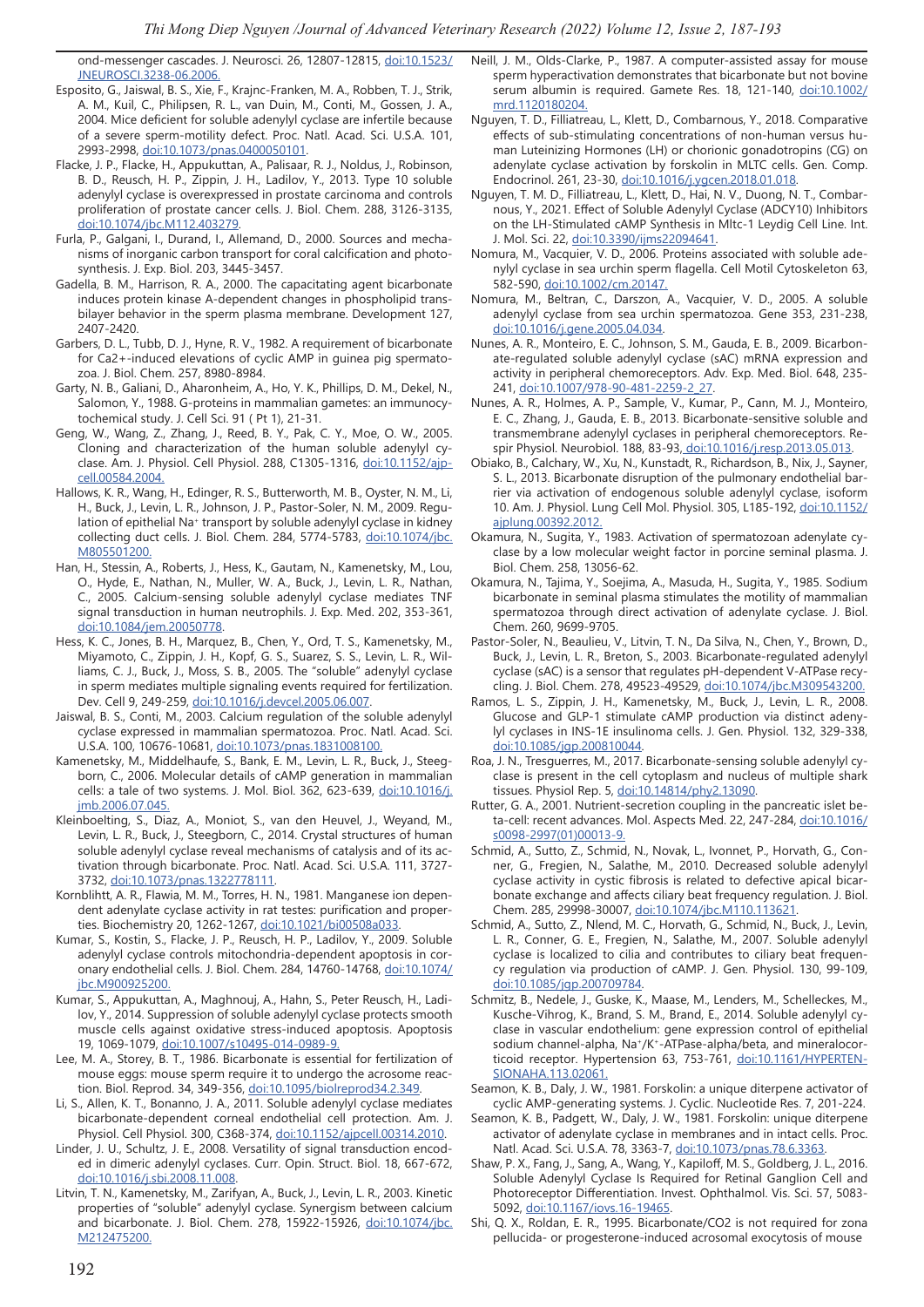ond-messenger cascades. J. Neurosci. 26, 12807-12815, doi:10.1523/JNEUROSCI.3238-06.2006.

Esposito, G., Jaiswal, B. S., Xie, F., Krajnc-Franken, M. A., Robben, T. J., Strik, A. M., Kuil, C., Philipsen, R. L., van Duin, M., Conti, M., Gossen, J. A., 2004. Mice deficient for soluble adenylyl cyclase are infertile because of a severe sperm-motility defect. Proc. Natl. Acad. Sci. U.S.A. 101, 2993-2998, doi:10.1073/pnas.0400050101.

Flacke, J. P., Flacke, H., Appukuttan, A., Palisaar, R. J., Noldus, J., Robinson, B. D., Reusch, H. P., Zippin, J. H., Ladilov, Y., 2013. Type 10 soluble adenylyl cyclase is overexpressed in prostate carcinoma and controls proliferation of prostate cancer cells. J. Biol. Chem. 288, 3126-3135, doi:10.1074/jbc.M112.403279.

Furla, P., Galgani, I., Durand, I., Allemand, D., 2000. Sources and mechanisms of inorganic carbon transport for coral calcification and photosynthesis. J. Exp. Biol. 203, 3445-3457.

Gadella, B. M., Harrison, R. A., 2000. The capacitating agent bicarbonate induces protein kinase A-dependent changes in phospholipid transbilayer behavior in the sperm plasma membrane. Development 127, 2407-2420.

Garbers, D. L., Tubb, D. J., Hyne, R. V., 1982. A requirement of bicarbonate for Ca2+-induced elevations of cyclic AMP in guinea pig spermatozoa. J. Biol. Chem. 257, 8980-8984.

Garty, N. B., Galiani, D., Aharonheim, A., Ho, Y. K., Phillips, D. M., Dekel, N., Salomon, Y., 1988. G-proteins in mammalian gametes: an immunocytochemical study. J. Cell Sci. 91 ( Pt 1), 21-31.

Geng, W., Wang, Z., Zhang, J., Reed, B. Y., Pak, C. Y., Moe, O. W., 2005. Cloning and characterization of the human soluble adenylyl cyclase. Am. J. Physiol. Cell Physiol. 288, C1305-1316, doi:10.1152/ajpcell.00584.2004.

Hallows, K. R., Wang, H., Edinger, R. S., Butterworth, M. B., Oyster, N. M., Li, H., Buck, J., Levin, L. R., Johnson, J. P., Pastor-Soler, N. M., 2009. Regulation of epithelial $Na^+$ transport by soluble adenylyl cyclase in kidney collecting duct cells. J. Biol. Chem. 284, 5774-5783, doi:10.1074/jbc.M805501200.

Han, H., Stessin, A., Roberts, J., Hess, K., Gautam, N., Kamenetsky, M., Lou, O., Hyde, E., Nathan, N., Muller, W. A., Buck, J., Levin, L. R., Nathan, C., 2005. Calcium-sensing soluble adenylyl cyclase mediates TNF signal transduction in human neutrophils. J. Exp. Med. 202, 353-361, doi:10.1084/jem.20050778.

Hess, K. C., Jones, B. H., Marquez, B., Chen, Y., Ord, T. S., Kamenetsky, M., Miyamoto, C., Zippin, J. H., Kopf, G. S., Suarez, S. S., Levin, L. R., Williams, C. J., Buck, J., Moss, S. B., 2005. The "soluble" adenylyl cyclase in sperm mediates multiple signaling events required for fertilization. Dev. Cell 9, 249-259, doi:10.1016/j.devcel.2005.06.007.

Jaiswal, B. S., Conti, M., 2003. Calcium regulation of the soluble adenylyl cyclase expressed in mammalian spermatozoa. Proc. Natl. Acad. Sci. U.S.A. 100, 10676-10681, doi:10.1073/pnas.1831008100.

Kamenetsky, M., Middelhaufe, S., Bank, E. M., Levin, L. R., Buck, J., Steegborn, C., 2006. Molecular details of cAMP generation in mammalian cells: a tale of two systems. J. Mol. Biol. 362, 623-639, doi:10.1016/j.jmb.2006.07.045.

Kleinboelting, S., Diaz, A., Moniot, S., van den Heuvel, J., Weyand, M., Levin, L. R., Buck, J., Steegborn, C., 2014. Crystal structures of human soluble adenylyl cyclase reveal mechanisms of catalysis and of its activation through bicarbonate. Proc. Natl. Acad. Sci. U.S.A. 111, 3727-3732, doi:10.1073/pnas.1322778111.

Kornblihtt, A. R., Flawia, M. M., Torres, H. N., 1981. Manganese ion dependent adenylate cyclase activity in rat testes: purification and properties. Biochemistry 20, 1262-1267, doi:10.1021/bi00508a033.

Kumar, S., Kostin, S., Flacke, J. P., Reusch, H. P., Ladilov, Y., 2009. Soluble adenylyl cyclase controls mitochondria-dependent apoptosis in coronary endothelial cells. J. Biol. Chem. 284, 14760-14768, doi:10.1074/jbc.M900925200.

Kumar, S., Appukuttan, A., Maghnouj, A., Hahn, S., Peter Reusch, H., Ladilov, Y., 2014. Suppression of soluble adenylyl cyclase protects smooth muscle cells against oxidative stress-induced apoptosis. Apoptosis 19, 1069-1079, doi:10.1007/s10495-014-0989-9.

Lee, M. A., Storey, B. T., 1986. Bicarbonate is essential for fertilization of mouse eggs: mouse sperm require it to undergo the acrosome reaction. Biol. Reprod. 34, 349-356, doi:10.1095/biolreprod34.2.349.

Li, S., Allen, K. T., Bonanno, J. A., 2011. Soluble adenylyl cyclase mediates bicarbonate-dependent corneal endothelial cell protection. Am. J. Physiol. Cell Physiol. 300, C368-374, doi:10.1152/ajpcell.00314.2010.

Linder, J. U., Schultz, J. E., 2008. Versatility of signal transduction encoded in dimeric adenylyl cyclases. Curr. Opin. Struct. Biol. 18, 667-672, doi:10.1016/j.sbi.2008.11.008.

Litvin, T. N., Kamenetsky, M., Zarifyan, A., Buck, J., Levin, L. R., 2003. Kinetic properties of "soluble" adenylyl cyclase. Synergism between calcium and bicarbonate. J. Biol. Chem. 278, 15922-15926, doi:10.1074/jbc.M212475200.

Neill, J. M., Olds-Clarke, P., 1987. A computer-assisted assay for mouse sperm hyperactivation demonstrates that bicarbonate but not bovine serum albumin is required. Gamete Res. 18, 121-140, doi:10.1002/mrd.1120180204.

Nguyen, T. D., Filliatreau, L., Klett, D., Combarnous, Y., 2018. Comparative effects of sub-stimulating concentrations of non-human versus human Luteinizing Hormones (LH) or chorionic gonadotropins (CG) on adenylate cyclase activation by forskolin in MLTC cells. Gen. Comp. Endocrinol. 261, 23-30, doi:10.1016/j.ygcen.2018.01.018.

Nguyen, T. M. D., Filliatreau, L., Klett, D., Hai, N. V., Duong, N. T., Combarnous, Y., 2021. Effect of Soluble Adenylyl Cyclase (ADCY10) Inhibitors on the LH-Stimulated cAMP Synthesis in Mltc-1 Leydig Cell Line. Int. J. Mol. Sci. 22, doi:10.3390/ijms22094641.

Nomura, M., Vacquier, V. D., 2006. Proteins associated with soluble adenylyl cyclase in sea urchin sperm flagella. Cell Motil Cytoskeleton 63, 582-590, doi:10.1002/cm.20147.

Nomura, M., Beltran, C., Darszon, A., Vacquier, V. D., 2005. A soluble adenylyl cyclase from sea urchin spermatozoa. Gene 353, 231-238, doi:10.1016/j.gene.2005.04.034.

Nunes, A. R., Monteiro, E. C., Johnson, S. M., Gauda, E. B., 2009. Bicarbonate-regulated soluble adenylyl cyclase (sAC) mRNA expression and activity in peripheral chemoreceptors. Adv. Exp. Med. Biol. 648, 235-241, doi:10.1007/978-90-481-2259-2_27.

Nunes, A. R., Holmes, A. P., Sample, V., Kumar, P., Cann, M. J., Monteiro, E. C., Zhang, J., Gauda, E. B., 2013. Bicarbonate-sensitive soluble and transmembrane adenylyl cyclases in peripheral chemoreceptors. Respir Physiol. Neurobiol. 188, 83-93, doi:10.1016/j.resp.2013.05.013.

Obiako, B., Calchary, W., Xu, N., Kunstadt, R., Richardson, B., Nix, J., Sayner, S. L., 2013. Bicarbonate disruption of the pulmonary endothelial barrier via activation of endogenous soluble adenylyl cyclase, isoform 10. Am. J. Physiol. Lung Cell Mol. Physiol. 305, L185-192, doi:10.1152/ajplung.00392.2012.

Okamura, N., Sugita, Y., 1983. Activation of spermatozoan adenylate cyclase by a low molecular weight factor in porcine seminal plasma. J. Biol. Chem. 258, 13056-62.

Okamura, N., Tajima, Y., Soejima, A., Masuda, H., Sugita, Y., 1985. Sodium bicarbonate in seminal plasma stimulates the motility of mammalian spermatozoa through direct activation of adenylate cyclase. J. Biol. Chem. 260, 9699-9705.

Pastor-Soler, N., Beaulieu, V., Litvin, T. N., Da Silva, N., Chen, Y., Brown, D., Buck, J., Levin, L. R., Breton, S., 2003. Bicarbonate-regulated adenylyl cyclase (sAC) is a sensor that regulates pH-dependent V-ATPase recycling. J. Biol. Chem. 278, 49523-49529, doi:10.1074/jbc.M309543200.

Ramos, L. S., Zippin, J. H., Kamenetsky, M., Buck, J., Levin, L. R., 2008. Glucose and GLP-1 stimulate cAMP production via distinct adenylyl cyclases in INS-1E insulinoma cells. J. Gen. Physiol. 132, 329-338, doi:10.1085/jgp.200810044.

Roa, J. N., Tresguerres, M., 2017. Bicarbonate-sensing soluble adenylyl cyclase is present in the cell cytoplasm and nucleus of multiple shark tissues. Physiol Rep. 5, doi:10.14814/phy2.13090.

Rutter, G. A., 2001. Nutrient-secretion coupling in the pancreatic islet beta-cell: recent advances. Mol. Aspects Med. 22, 247-284, doi:10.1016/s0098-2997(01)00013-9.

Schmid, A., Sutto, Z., Schmid, N., Novak, L., Ivonnet, P., Horvath, G., Conner, G., Fregien, N., Salathe, M., 2010. Decreased soluble adenylyl cyclase activity in cystic fibrosis is related to defective apical bicarbonate exchange and affects ciliary beat frequency regulation. J. Biol. Chem. 285, 29998-30007, doi:10.1074/jbc.M110.113621.

Schmid, A., Sutto, Z., Nlend, M. C., Horvath, G., Schmid, N., Buck, J., Levin, L. R., Conner, G. E., Fregien, N., Salathe, M., 2007. Soluble adenylyl cyclase is localized to cilia and contributes to ciliary beat frequency regulation via production of cAMP. J. Gen. Physiol. 130, 99-109, doi:10.1085/jgp.200709784.

Schmitz, B., Nedele, J., Guske, K., Maase, M., Lenders, M., Schelleckes, M., Kusche-Vihrog, K., Brand, S. M., Brand, E., 2014. Soluble adenylyl cyclase in vascular endothelium: gene expression control of epithelial sodium channel-alpha, $Na^+/K^+$-ATPase-alpha/beta, and mineralocorticoid receptor. Hypertension 63, 753-761, doi:10.1161/HYPERTENSIONAHA.113.02061.

Seamon, K. B., Daly, J. W., 1981. Forskolin: a unique diterpene activator of cyclic AMP-generating systems. J. Cyclic. Nucleotide Res. 7, 201-224.

Seamon, K. B., Padgett, W., Daly, J. W., 1981. Forskolin: unique diterpene activator of adenylate cyclase in membranes and in intact cells. Proc. Natl. Acad. Sci. U.S.A. 78, 3363-7, doi:10.1073/pnas.78.6.3363.

Shaw, P. X., Fang, J., Sang, A., Wang, Y., Kapiloff, M. S., Goldberg, J. L., 2016. Soluble Adenylyl Cyclase Is Required for Retinal Ganglion Cell and Photoreceptor Differentiation. Invest. Ophthalmol. Vis. Sci. 57, 5083-5092, doi:10.1167/iovs.16-19465.

Shi, Q. X., Roldan, E. R., 1995. Bicarbonate/CO2 is not required for zona pellucida- or progesterone-induced acrosomal exocytosis of mouse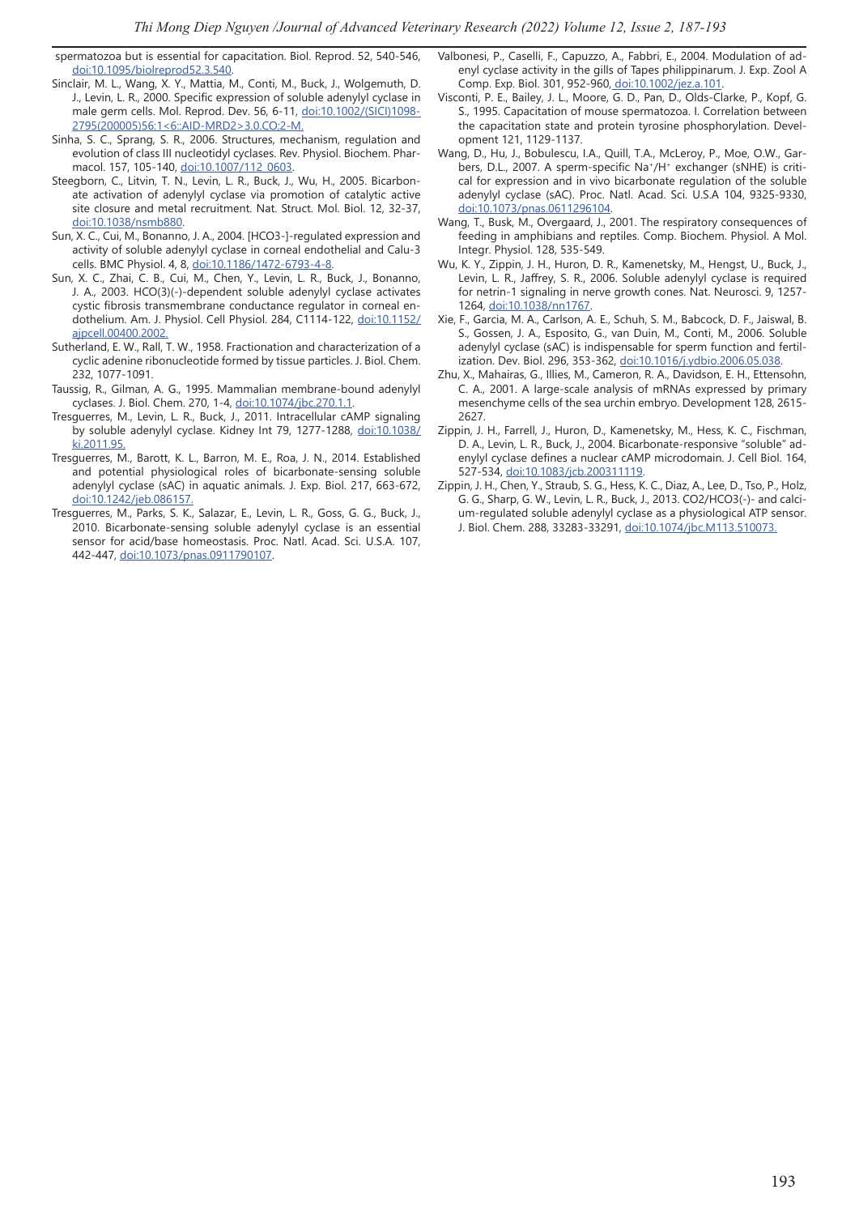spermatozoa but is essential for capacitation. Biol. Reprod. 52, 540-546, doi:10.1095/biolreprod52.3.540.

Sinclair, M. L., Wang, X. Y., Mattia, M., Conti, M., Buck, J., Wolgemuth, D. J., Levin, L. R., 2000. Specific expression of soluble adenylyl cyclase in male germ cells. Mol. Reprod. Dev. 56, 6-11, doi:10.1002/(SICI)1098-2795(200005)56:1<6::AID-MRD2>3.0.CO;2-M.

Sinha, S. C., Sprang, S. R., 2006. Structures, mechanism, regulation and evolution of class III nucleotidyl cyclases. Rev. Physiol. Biochem. Pharmacol. 157, 105-140, doi:10.1007/112_0603.

Steegborn, C., Litvin, T. N., Levin, L. R., Buck, J., Wu, H., 2005. Bicarbonate activation of adenylyl cyclase via promotion of catalytic active site closure and metal recruitment. Nat. Struct. Mol. Biol. 12, 32-37, doi:10.1038/nsmb880.

Sun, X. C., Cui, M., Bonanno, J. A., 2004. [HCO3-]-regulated expression and activity of soluble adenylyl cyclase in corneal endothelial and Calu-3 cells. BMC Physiol. 4, 8, doi:10.1186/1472-6793-4-8.

Sun, X. C., Zhai, C. B., Cui, M., Chen, Y., Levin, L. R., Buck, J., Bonanno, J. A., 2003. HCO(3)(-)-dependent soluble adenylyl cyclase activates cystic fibrosis transmembrane conductance regulator in corneal endothelium. Am. J. Physiol. Cell Physiol. 284, C1114-122, doi:10.1152/ajpcell.00400.2002.

Sutherland, E. W., Rall, T. W., 1958. Fractionation and characterization of a cyclic adenine ribonucleotide formed by tissue particles. J. Biol. Chem. 232, 1077-1091.

Taussig, R., Gilman, A. G., 1995. Mammalian membrane-bound adenylyl cyclases. J. Biol. Chem. 270, 1-4, doi:10.1074/jbc.270.1.1.

Tresguerres, M., Levin, L. R., Buck, J., 2011. Intracellular cAMP signaling by soluble adenylyl cyclase. Kidney Int 79, 1277-1288, doi:10.1038/ki.2011.95.

Tresguerres, M., Barott, K. L., Barron, M. E., Roa, J. N., 2014. Established and potential physiological roles of bicarbonate-sensing soluble adenylyl cyclase (sAC) in aquatic animals. J. Exp. Biol. 217, 663-672, doi:10.1242/jeb.086157.

Tresguerres, M., Parks, S. K., Salazar, E., Levin, L. R., Goss, G. G., Buck, J., 2010. Bicarbonate-sensing soluble adenylyl cyclase is an essential sensor for acid/base homeostasis. Proc. Natl. Acad. Sci. U.S.A. 107, 442-447, doi:10.1073/pnas.0911790107.

Valbonesi, P., Caselli, F., Capuzzo, A., Fabbri, E., 2004. Modulation of adenyl cyclase activity in the gills of Tapes philippinarum. J. Exp. Zool A Comp. Exp. Biol. 301, 952-960, doi:10.1002/jez.a.101.

Visconti, P. E., Bailey, J. L., Moore, G. D., Pan, D., Olds-Clarke, P., Kopf, G. S., 1995. Capacitation of mouse spermatozoa. I. Correlation between the capacitation state and protein tyrosine phosphorylation. Development 121, 1129-1137.

Wang, D., Hu, J., Bobulescu, I.A., Quill, T.A., McLeroy, P., Moe, O.W., Garbers, D.L., 2007. A sperm-specific $Na^+/H^+$ exchanger (sNHE) is critical for expression and in vivo bicarbonate regulation of the soluble adenylyl cyclase (sAC). Proc. Natl. Acad. Sci. U.S.A 104, 9325-9330, doi:10.1073/pnas.0611296104.

Wang, T., Busk, M., Overgaard, J., 2001. The respiratory consequences of feeding in amphibians and reptiles. Comp. Biochem. Physiol. A Mol. Integr. Physiol. 128, 535-549.

Wu, K. Y., Zippin, J. H., Huron, D. R., Kamenetsky, M., Hengst, U., Buck, J., Levin, L. R., Jaffrey, S. R., 2006. Soluble adenylyl cyclase is required for netrin-1 signaling in nerve growth cones. Nat. Neurosci. 9, 1257-1264, doi:10.1038/nn1767.

Xie, F., Garcia, M. A., Carlson, A. E., Schuh, S. M., Babcock, D. F., Jaiswal, B. S., Gossen, J. A., Esposito, G., van Duin, M., Conti, M., 2006. Soluble adenylyl cyclase (sAC) is indispensable for sperm function and fertilization. Dev. Biol. 296, 353-362, doi:10.1016/j.ydbio.2006.05.038.

Zhu, X., Mahairas, G., Illies, M., Cameron, R. A., Davidson, E. H., Ettensohn, C. A., 2001. A large-scale analysis of mRNAs expressed by primary mesenchyme cells of the sea urchin embryo. Development 128, 2615-2627.

Zippin, J. H., Farrell, J., Huron, D., Kamenetsky, M., Hess, K. C., Fischman, D. A., Levin, L. R., Buck, J., 2004. Bicarbonate-responsive "soluble" adenylyl cyclase defines a nuclear cAMP microdomain. J. Cell Biol. 164, 527-534, doi:10.1083/jcb.200311119.

Zippin, J. H., Chen, Y., Straub, S. G., Hess, K. C., Diaz, A., Lee, D., Tso, P., Holz, G. G., Sharp, G. W., Levin, L. R., Buck, J., 2013. CO2/HCO3(-)- and calcium-regulated soluble adenylyl cyclase as a physiological ATP sensor. J. Biol. Chem. 288, 33283-33291, doi:10.1074/jbc.M113.510073.